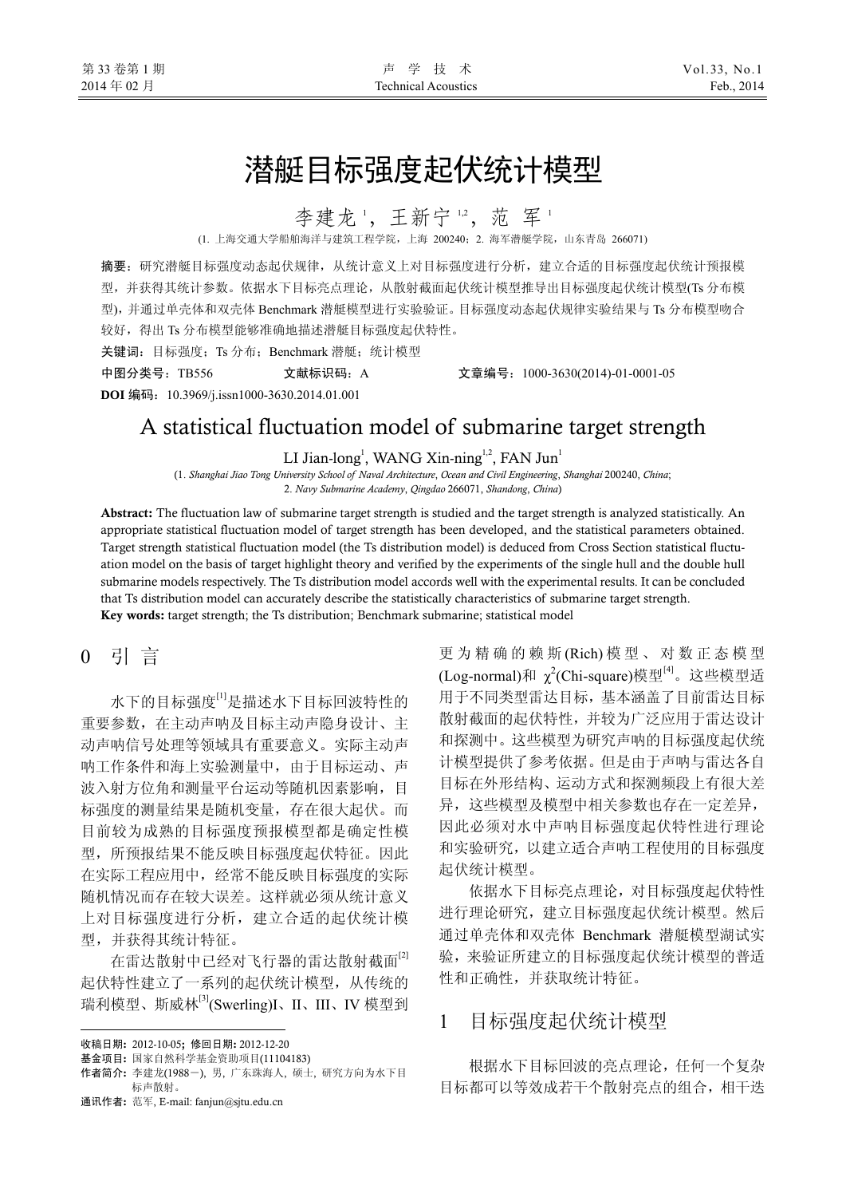# 潜艇目标强度起伏统计模型

李建龙[1]，王新宁[1,2]，范　军[1]

(1. 上海交通大学船舶海洋与建筑工程学院，上海 200240；2. 海军潜艇学院，山东青岛 266071)

**摘要**：研究潜艇目标强度动态起伏规律，从统计意义上对目标强度进行分析，建立合适的目标强度起伏统计预报模型，并获得其统计参数。依据水下目标亮点理论，从散射截面起伏统计模型推导出目标强度起伏统计模型(Ts 分布模型)，并通过单壳体和双壳体 Benchmark 潜艇模型进行实验验证。目标强度动态起伏规律实验结果与 Ts 分布模型吻合较好，得出 Ts 分布模型能够准确地描述潜艇目标强度起伏特性。

**关键词**：目标强度；Ts 分布；Benchmark 潜艇；统计模型

**中图分类号**：TB556　　　**文献标识码**：A　　　**文章编号**：1000-3630(2014)-01-0001-05

**DOI 编码**：10.3969/j.issn1000-3630.2014.01.001

# A statistical fluctuation model of submarine target strength

LI Jian-long[1], WANG Xin-ning[1,2], FAN Jun[1]

(1. *Shanghai Jiao Tong University School of Naval Architecture*, *Ocean and Civil Engineering*, *Shanghai* 200240, *China*;
2. *Navy Submarine Academy*, *Qingdao* 266071, *Shandong*, *China*)

**Abstract:** The fluctuation law of submarine target strength is studied and the target strength is analyzed statistically. An appropriate statistical fluctuation model of target strength has been developed, and the statistical parameters obtained. Target strength statistical fluctuation model (the Ts distribution model) is deduced from Cross Section statistical fluctuation model on the basis of target highlight theory and verified by the experiments of the single hull and the double hull submarine models respectively. The Ts distribution model accords well with the experimental results. It can be concluded that Ts distribution model can accurately describe the statistically characteristics of submarine target strength.

**Key words:** target strength; the Ts distribution; Benchmark submarine; statistical model

## 0　引　言

水下的目标强度[1]是描述水下目标回波特性的重要参数，在主动声呐及目标主动声隐身设计、主动声呐信号处理等领域具有重要意义。实际主动声呐工作条件和海上实验测量中，由于目标运动、声波入射方位角和测量平台运动等随机因素影响，目标强度的测量结果是随机变量，存在很大起伏。而目前较为成熟的目标强度预报模型都是确定性模型，所预报结果不能反映目标强度起伏特征。因此在实际工程应用中，经常不能反映目标强度的实际随机情况而存在较大误差。这样就必须从统计意义上对目标强度进行分析，建立合适的起伏统计模型，并获得其统计特征。

在雷达散射中已经对飞行器的雷达散射截面[2]起伏特性建立了一系列的起伏统计模型，从传统的瑞利模型、斯威林[3](Swerling)I、II、III、IV 模型到更为精确的赖斯(Rich)模型、对数正态模型(Log-normal)和 $\chi^2$(Chi-square)模型[4]。这些模型适用于不同类型雷达目标，基本涵盖了目前雷达目标散射截面的起伏特性，并较为广泛应用于雷达设计和探测中。这些模型为研究声呐的目标强度起伏统计模型提供了参考依据。但是由于声呐与雷达各自目标在外形结构、运动方式和探测频段上有很大差异，这些模型及模型中相关参数也存在一定差异，因此必须对水中声呐目标强度起伏特性进行理论和实验研究，以建立适合声呐工程使用的目标强度起伏统计模型。

依据水下目标亮点理论，对目标强度起伏特性进行理论研究，建立目标强度起伏统计模型。然后通过单壳体和双壳体 Benchmark 潜艇模型湖试实验，来验证所建立的目标强度起伏统计模型的普适性和正确性，并获取统计特征。

## 1　目标强度起伏统计模型

根据水下目标回波的亮点理论，任何一个复杂目标都可以等效成若干个散射亮点的组合，相干迭

---

收稿日期：2012-10-05；修回日期：2012-12-20

基金项目：国家自然科学基金资助项目(11104183)

作者简介：李建龙(1988－), 男, 广东珠海人, 硕士, 研究方向为水下目标声散射。

通讯作者：范军, E-mail: fanjun@sjtu.edu.cn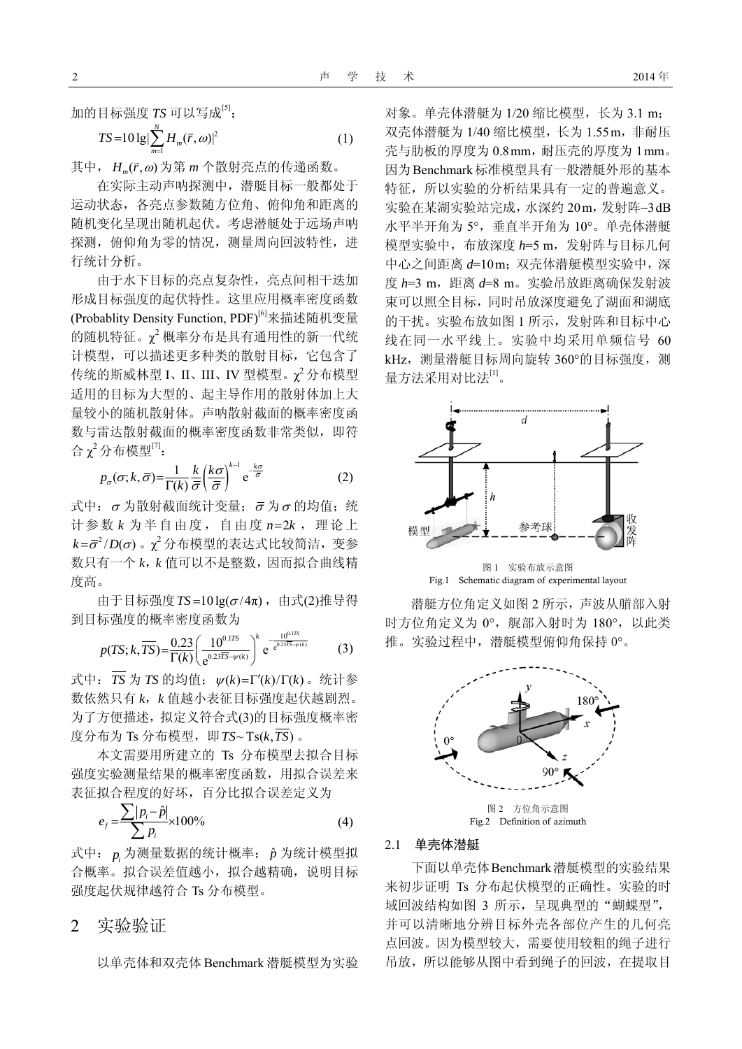加的目标强度 $TS$ 可以写成[5]：

$$TS = 10\lg\left|\sum_{m=1}^{N} H_m(\vec{r},\omega)\right|^2 \tag{1}$$

其中，$H_m(\vec{r},\omega)$ 为第 $m$ 个散射亮点的传递函数。

在实际主动声呐探测中，潜艇目标一般都处于运动状态，各亮点参数随方位角、俯仰角和距离的随机变化呈现出随机起伏。考虑潜艇处于远场声呐探测，俯仰角为零的情况，测量周向回波特性，进行统计分析。

由于水下目标的亮点复杂性，亮点间相干迭加形成目标强度的起伏特性。这里应用概率密度函数(Probablity Density Function, PDF)[6]来描述随机变量的随机特征。$\chi^2$ 概率分布是具有通用性的新一代统计模型，可以描述更多种类的散射目标，它包含了传统的斯威林型 I、II、III、IV 型模型。$\chi^2$ 分布模型适用的目标为大型的、起主导作用的散射体加上大量较小的随机散射体。声呐散射截面的概率密度函数与雷达散射截面的概率密度函数非常类似，即符合 $\chi^2$ 分布模型[7]：

$$p_\sigma(\sigma;k,\bar{\sigma}) = \frac{1}{\Gamma(k)}\frac{k}{\bar{\sigma}}\left(\frac{k\sigma}{\bar{\sigma}}\right)^{k-1} \mathrm{e}^{-\frac{k\sigma}{\bar{\sigma}}} \tag{2}$$

式中：$\sigma$ 为散射截面统计变量；$\bar{\sigma}$ 为 $\sigma$ 的均值；统计参数 $k$ 为半自由度，自由度 $n=2k$，理论上 $k=\bar{\sigma}^2/D(\sigma)$。$\chi^2$ 分布模型的表达式比较简洁，变参数只有一个 $k$，$k$ 值可以不是整数，因而拟合曲线精度高。

由于目标强度 $TS=10\lg(\sigma/4\pi)$，由式(2)推导得到目标强度的概率密度函数为

$$p(TS;k,\overline{TS}) = \frac{0.23}{\Gamma(k)}\left(\frac{10^{0.1TS}}{\mathrm{e}^{0.23\overline{TS}-\psi(k)}}\right)^k \mathrm{e}^{-\frac{10^{0.1TS}}{\mathrm{e}^{0.23\overline{TS}-\psi(k)}}} \tag{3}$$

式中：$\overline{TS}$ 为 $TS$ 的均值；$\psi(k)=\Gamma'(k)/\Gamma(k)$。统计参数依然只有 $k$，$k$ 值越小表征目标强度起伏越剧烈。为了方便描述，拟定义符合式(3)的目标强度概率密度分布为 Ts 分布模型，即 $TS\sim \mathrm{Ts}(k,\overline{TS})$。

本文需要用所建立的 Ts 分布模型去拟合目标强度实验测量结果的概率密度函数，用拟合误差来表征拟合程度的好坏，百分比拟合误差定义为

$$e_f = \frac{\sum|p_i-\hat{p}|}{\sum p_i}\times 100\% \tag{4}$$

式中：$p_i$ 为测量数据的统计概率；$\hat{p}$ 为统计模型拟合概率。拟合误差值越小，拟合越精确，说明目标强度起伏规律越符合 Ts 分布模型。

## 2 实验验证

以单壳体和双壳体 Benchmark 潜艇模型为实验对象。单壳体潜艇为 1/20 缩比模型，长为 3.1 m；双壳体潜艇为 1/40 缩比模型，长为 1.55 m，非耐压壳与肋板的厚度为 0.8 mm，耐压壳的厚度为 1 mm。因为 Benchmark 标准模型具有一般潜艇外形的基本特征，所以实验的分析结果具有一定的普遍意义。实验在某湖实验站完成，水深约 20 m，发射阵−3 dB 水平半开角为 5°，垂直半开角为 10°。单壳体潜艇模型实验中，布放深度 $h$=5 m，发射阵与目标几何中心之间距离 $d$=10 m；双壳体潜艇模型实验中，深度 $h$=3 m，距离 $d$=8 m。实验吊放距离确保发射波束可以照全目标，吊放深度避免了湖面和湖底的干扰。实验布放如图 1 所示，发射阵和目标中心线在同一水平线上。实验中均采用单频信号 60 kHz，测量潜艇目标周向旋转 360°的目标强度，测量方法采用对比法[1]。

图 1　实验布放示意图
Fig.1　Schematic diagram of experimental layout

潜艇方位角定义如图 2 所示，声波从艏部入射时方位角定义为 0°，艉部入射时为 180°，以此类推。实验过程中，潜艇模型俯仰角保持 0°。

图 2　方位角示意图
Fig.2　Definition of azimuth

### 2.1　单壳体潜艇

下面以单壳体 Benchmark 潜艇模型的实验结果来初步证明 Ts 分布起伏模型的正确性。实验的时域回波结构如图 3 所示，呈现典型的“蝴蝶型”，并可以清晰地分辨目标外壳各部位产生的几何亮点回波。因为模型较大，需要使用较粗的绳子进行吊放，所以能够从图中看到绳子的回波，在提取目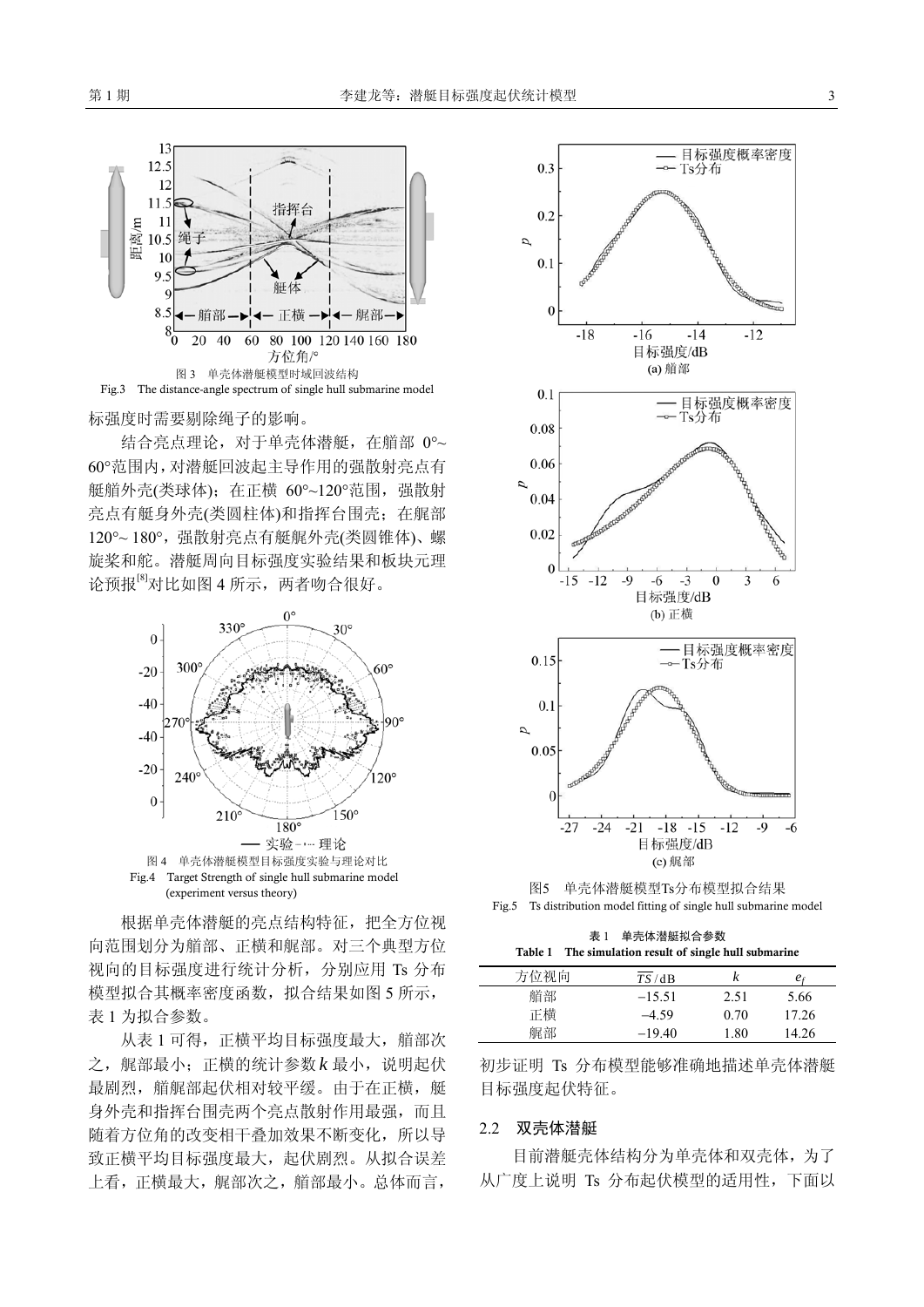图 3　单壳体潜艇模型时域回波结构

Fig.3　The distance-angle spectrum of single hull submarine model

标强度时需要剔除绳子的影响。

结合亮点理论，对于单壳体潜艇，在艏部 0°~60°范围内，对潜艇回波起主导作用的强散射亮点有艇艏外壳(类球体)；在正横 60°~120°范围，强散射亮点有艇身外壳(类圆柱体)和指挥台围壳；在艉部 120°~ 180°，强散射亮点有艇艉外壳(类圆锥体)、螺旋桨和舵。潜艇周向目标强度实验结果和板块元理论预报[8]对比如图 4 所示，两者吻合很好。

图 4　单壳体潜艇模型目标强度实验与理论对比

Fig.4　Target Strength of single hull submarine model (experiment versus theory)

根据单壳体潜艇的亮点结构特征，把全方位视向范围划分为艏部、正横和艉部。对三个典型方位视向的目标强度进行统计分析，分别应用 Ts 分布模型拟合其概率密度函数，拟合结果如图 5 所示，表 1 为拟合参数。

从表 1 可得，正横平均目标强度最大，艏部次之，艉部最小；正横的统计参数 $k$ 最小，说明起伏最剧烈，艏艉部起伏相对较平缓。由于在正横，艇身外壳和指挥台围壳两个亮点散射作用最强，而且随着方位角的改变相干叠加效果不断变化，所以导致正横平均目标强度最大，起伏剧烈。从拟合误差上看，正横最大，艉部次之，艏部最小。总体而言，初步证明 Ts 分布模型能够准确地描述单壳体潜艇目标强度起伏特征。

图5　单壳体潜艇模型Ts分布模型拟合结果

Fig.5　Ts distribution model fitting of single hull submarine model

表 1　单壳体潜艇拟合参数

Table 1　The simulation result of single hull submarine

| 方位视向 | $\overline{TS}$ / dB | $k$ | $e_f$ |
| --- | --- | --- | --- |
| 艏部 | −15.51 | 2.51 | 5.66 |
| 正横 | −4.59 | 0.70 | 17.26 |
| 艉部 | −19.40 | 1.80 | 14.26 |

## 2.2　双壳体潜艇

目前潜艇壳体结构分为单壳体和双壳体，为了从广度上说明 Ts 分布起伏模型的适用性，下面以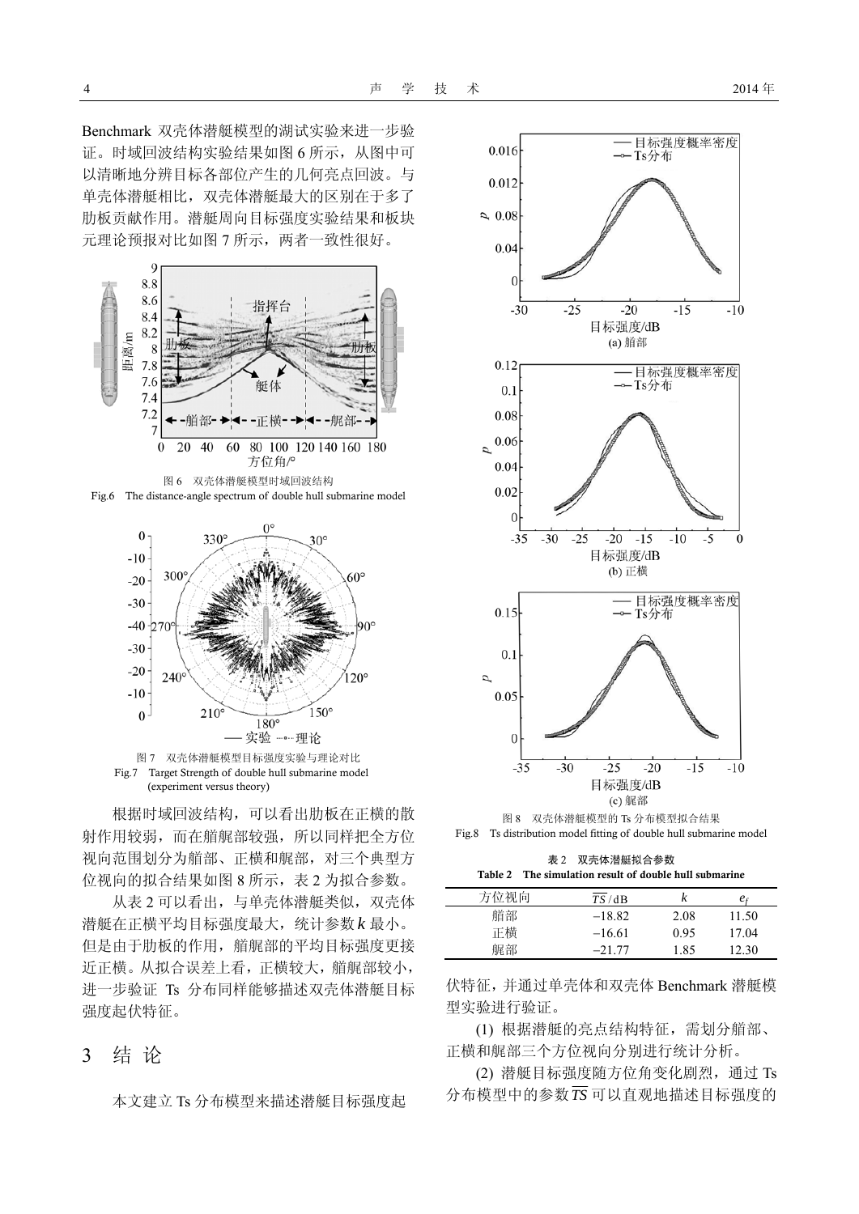Benchmark 双壳体潜艇模型的湖试实验来进一步验证。时域回波结构实验结果如图 6 所示，从图中可以清晰地分辨目标各部位产生的几何亮点回波。与单壳体潜艇相比，双壳体潜艇最大的区别在于多了肋板贡献作用。潜艇周向目标强度实验结果和板块元理论预报对比如图 7 所示，两者一致性很好。

图 6　双壳体潜艇模型时域回波结构
Fig.6　The distance-angle spectrum of double hull submarine model

图 7　双壳体潜艇模型目标强度实验与理论对比
Fig.7　Target Strength of double hull submarine model (experiment versus theory)

根据时域回波结构，可以看出肋板在正横的散射作用较弱，而在艏艉部较强，所以同样把全方位视向范围划分为艏部、正横和艉部，对三个典型方位视向的拟合结果如图 8 所示，表 2 为拟合参数。

从表 2 可以看出，与单壳体潜艇类似，双壳体潜艇在正横平均目标强度最大，统计参数 $k$ 最小。但是由于肋板的作用，艏艉部的平均目标强度更接近正横。从拟合误差上看，正横较大，艏艉部较小，进一步验证 Ts 分布同样能够描述双壳体潜艇目标强度起伏特征。

图 8　双壳体潜艇模型的 Ts 分布模型拟合结果
Fig.8　Ts distribution model fitting of double hull submarine model

**表 2　双壳体潜艇拟合参数**
**Table 2　The simulation result of double hull submarine**

| 方位视向 | $\overline{TS}$/dB | $k$ | $e_f$ |
|---|---|---|---|
| 艏部 | −18.82 | 2.08 | 11.50 |
| 正横 | −16.61 | 0.95 | 17.04 |
| 艉部 | −21.77 | 1.85 | 12.30 |

## 3　结 论

本文建立 Ts 分布模型来描述潜艇目标强度起伏特征，并通过单壳体和双壳体 Benchmark 潜艇模型实验进行验证。

(1) 根据潜艇的亮点结构特征，需划分艏部、正横和艉部三个方位视向分别进行统计分析。

(2) 潜艇目标强度随方位角变化剧烈，通过 Ts 分布模型中的参数 $\overline{TS}$ 可以直观地描述目标强度的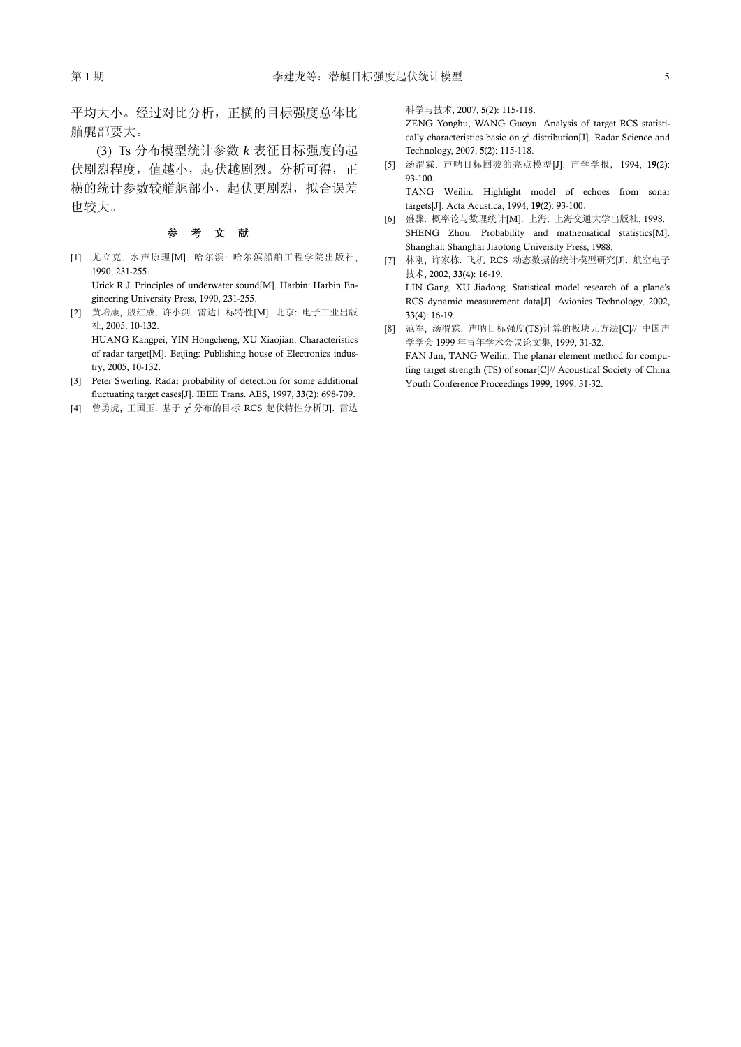平均大小。经过对比分析，正横的目标强度总体比艏艉部要大。

(3) Ts 分布模型统计参数 $k$ 表征目标强度的起伏剧烈程度，值越小，起伏越剧烈。分析可得，正横的统计参数较艏艉部小，起伏更剧烈，拟合误差也较大。

## 参 考 文 献

[1] 尤立克. 水声原理[M]. 哈尔滨: 哈尔滨船舶工程学院出版社, 1990, 231-255.
Urick R J. Principles of underwater sound[M]. Harbin: Harbin Engineering University Press, 1990, 231-255.

[2] 黄培康, 殷红成, 许小剑. 雷达目标特性[M]. 北京: 电子工业出版社, 2005, 10-132.
HUANG Kangpei, YIN Hongcheng, XU Xiaojian. Characteristics of radar target[M]. Beijing: Publishing house of Electronics industry, 2005, 10-132.

[3] Peter Swerling. Radar probability of detection for some additional fluctuating target cases[J]. IEEE Trans. AES, 1997, **33**(2): 698-709.

[4] 曾勇虎, 王国玉. 基于 $\chi^2$ 分布的目标 RCS 起伏特性分析[J]. 雷达科学与技术, 2007, **5**(2): 115-118.
ZENG Yonghu, WANG Guoyu. Analysis of target RCS statistically characteristics basic on $\chi^2$ distribution[J]. Radar Science and Technology, 2007, **5**(2): 115-118.

[5] 汤渭霖. 声呐目标回波的亮点模型[J]. 声学学报, 1994, **19**(2): 93-100.
TANG Weilin. Highlight model of echoes from sonar targets[J]. Acta Acustica, 1994, **19**(2): 93-100.

[6] 盛骤. 概率论与数理统计[M]. 上海: 上海交通大学出版社, 1998.
SHENG Zhou. Probability and mathematical statistics[M]. Shanghai: Shanghai Jiaotong University Press, 1988.

[7] 林刚, 许家栋. 飞机 RCS 动态数据的统计模型研究[J]. 航空电子技术, 2002, **33**(4): 16-19.
LIN Gang, XU Jiadong. Statistical model research of a plane's RCS dynamic measurement data[J]. Avionics Technology, 2002, **33**(4): 16-19.

[8] 范军, 汤渭霖. 声呐目标强度(TS)计算的板块元方法[C]// 中国声学学会 1999 年青年学术会议论文集, 1999, 31-32.
FAN Jun, TANG Weilin. The planar element method for computing target strength (TS) of sonar[C]// Acoustical Society of China Youth Conference Proceedings 1999, 1999, 31-32.